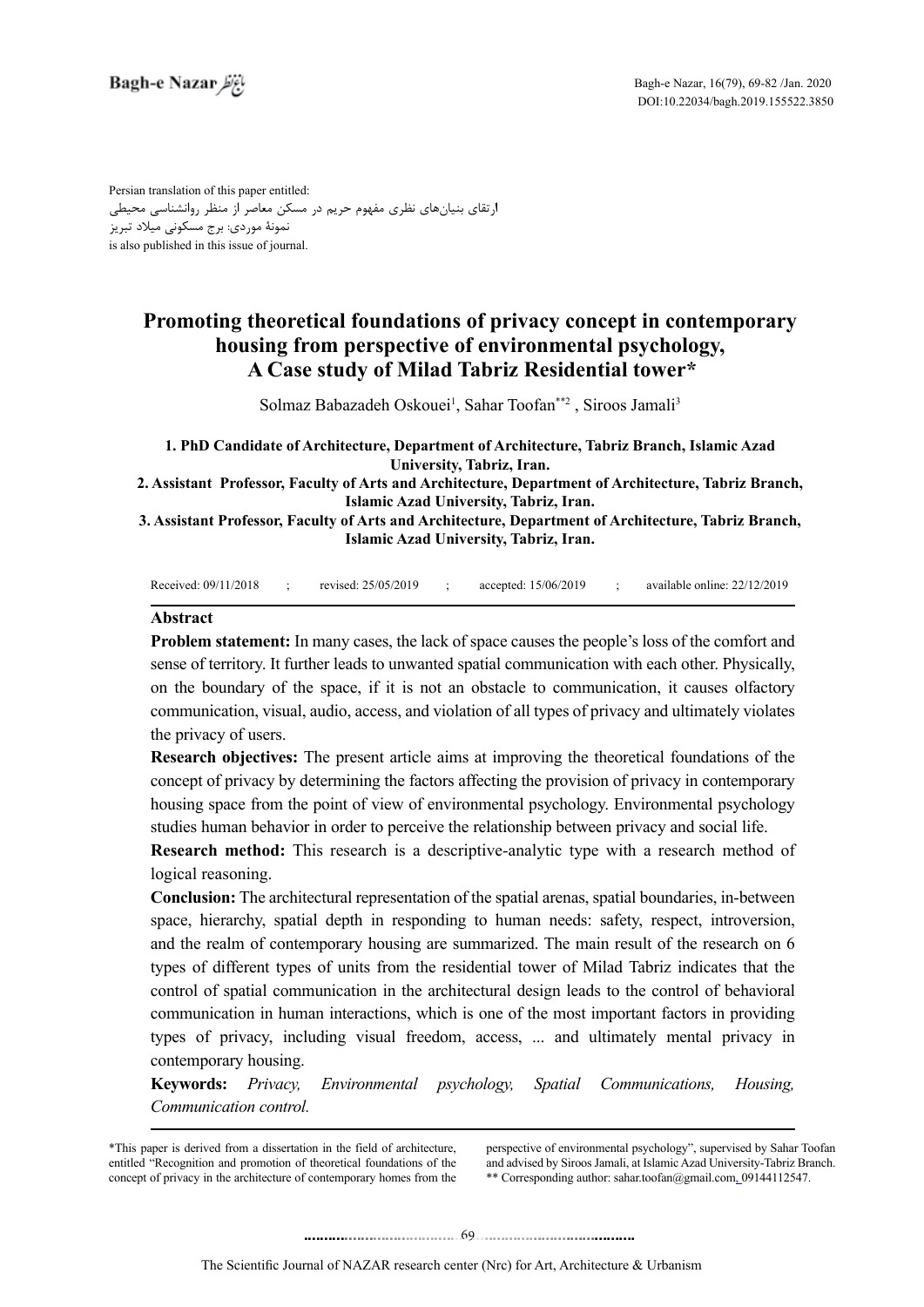Persian translation of this paper entitled:
ارتقای بنیان‌های نظری مفهوم حریم در مسکن معاصر از منظر روانشناسی محیطی
نمونهٔ موردی: برج مسکونی میلاد تبریز
is also published in this issue of journal.

# Promoting theoretical foundations of privacy concept in contemporary housing from perspective of environmental psychology, A Case study of Milad Tabriz Residential tower*

Solmaz Babazadeh Oskouei[1], Sahar Toofan[**2], Siroos Jamali[3]

**1. PhD Candidate of Architecture, Department of Architecture, Tabriz Branch, Islamic Azad University, Tabriz, Iran.**
**2. Assistant Professor, Faculty of Arts and Architecture, Department of Architecture, Tabriz Branch, Islamic Azad University, Tabriz, Iran.**
**3. Assistant Professor, Faculty of Arts and Architecture, Department of Architecture, Tabriz Branch, Islamic Azad University, Tabriz, Iran.**

Received: 09/11/2018 ; revised: 25/05/2019 ; accepted: 15/06/2019 ; available online: 22/12/2019

## Abstract

**Problem statement:** In many cases, the lack of space causes the people's loss of the comfort and sense of territory. It further leads to unwanted spatial communication with each other. Physically, on the boundary of the space, if it is not an obstacle to communication, it causes olfactory communication, visual, audio, access, and violation of all types of privacy and ultimately violates the privacy of users.

**Research objectives:** The present article aims at improving the theoretical foundations of the concept of privacy by determining the factors affecting the provision of privacy in contemporary housing space from the point of view of environmental psychology. Environmental psychology studies human behavior in order to perceive the relationship between privacy and social life.

**Research method:** This research is a descriptive-analytic type with a research method of logical reasoning.

**Conclusion:** The architectural representation of the spatial arenas, spatial boundaries, in-between space, hierarchy, spatial depth in responding to human needs: safety, respect, introversion, and the realm of contemporary housing are summarized. The main result of the research on 6 types of different types of units from the residential tower of Milad Tabriz indicates that the control of spatial communication in the architectural design leads to the control of behavioral communication in human interactions, which is one of the most important factors in providing types of privacy, including visual freedom, access, ... and ultimately mental privacy in contemporary housing.

**Keywords:** *Privacy, Environmental psychology, Spatial Communications, Housing, Communication control.*

---

*This paper is derived from a dissertation in the field of architecture, entitled "Recognition and promotion of theoretical foundations of the concept of privacy in the architecture of contemporary homes from the perspective of environmental psychology", supervised by Sahar Toofan and advised by Siroos Jamali, at Islamic Azad University-Tabriz Branch.

** Corresponding author: sahar.toofan@gmail.com, 09144112547.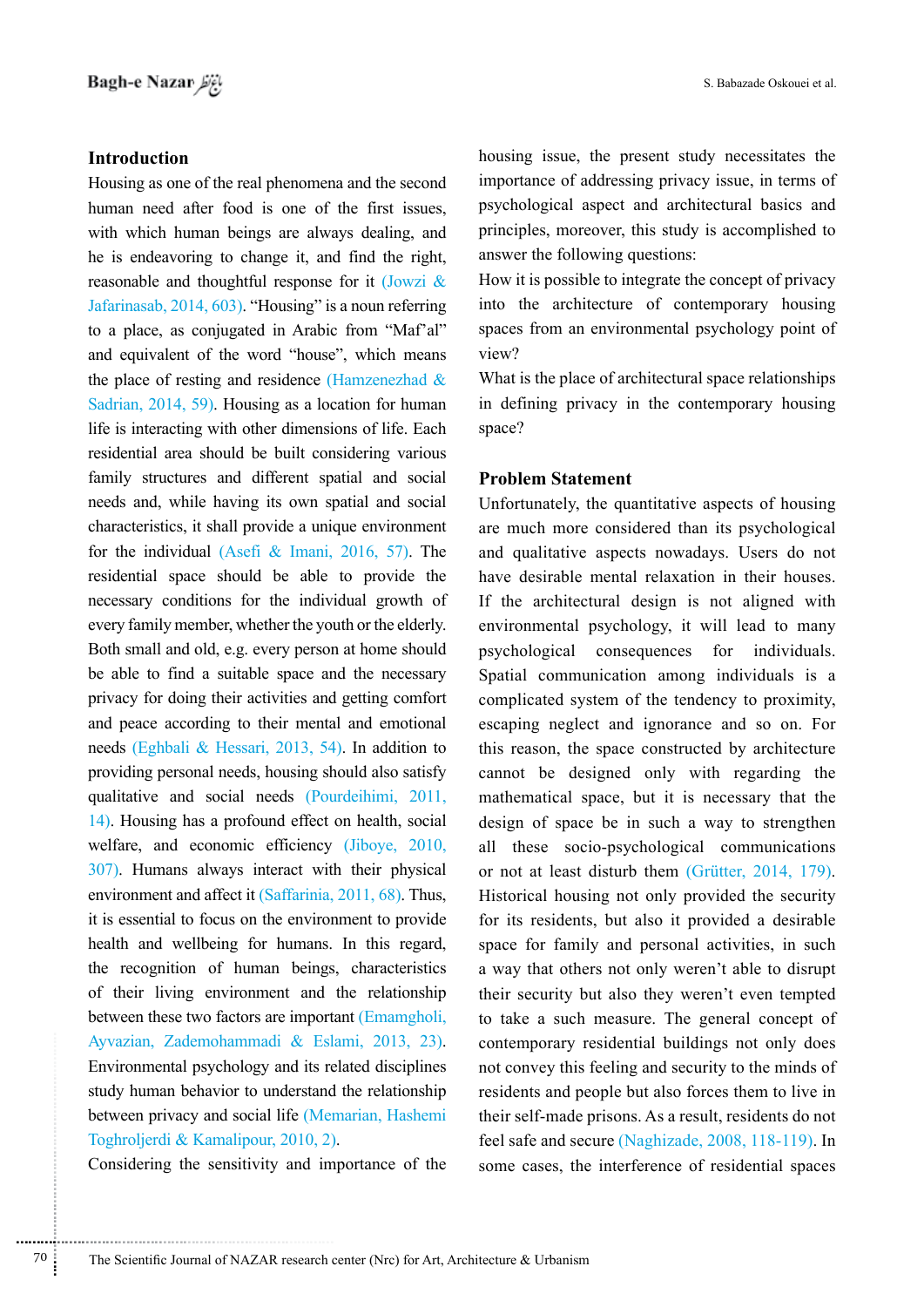## Introduction

Housing as one of the real phenomena and the second human need after food is one of the first issues, with which human beings are always dealing, and he is endeavoring to change it, and find the right, reasonable and thoughtful response for it (Jowzi & Jafarinasab, 2014, 603). "Housing" is a noun referring to a place, as conjugated in Arabic from "Maf'al" and equivalent of the word "house", which means the place of resting and residence (Hamzenezhad & Sadrian, 2014, 59). Housing as a location for human life is interacting with other dimensions of life. Each residential area should be built considering various family structures and different spatial and social needs and, while having its own spatial and social characteristics, it shall provide a unique environment for the individual (Asefi & Imani, 2016, 57). The residential space should be able to provide the necessary conditions for the individual growth of every family member, whether the youth or the elderly. Both small and old, e.g. every person at home should be able to find a suitable space and the necessary privacy for doing their activities and getting comfort and peace according to their mental and emotional needs (Eghbali & Hessari, 2013, 54). In addition to providing personal needs, housing should also satisfy qualitative and social needs (Pourdeihimi, 2011, 14). Housing has a profound effect on health, social welfare, and economic efficiency (Jiboye, 2010, 307). Humans always interact with their physical environment and affect it (Saffarinia, 2011, 68). Thus, it is essential to focus on the environment to provide health and wellbeing for humans. In this regard, the recognition of human beings, characteristics of their living environment and the relationship between these two factors are important (Emamgholi, Ayvazian, Zademohammadi & Eslami, 2013, 23). Environmental psychology and its related disciplines study human behavior to understand the relationship between privacy and social life (Memarian, Hashemi Toghroljerdi & Kamalipour, 2010, 2).

Considering the sensitivity and importance of the housing issue, the present study necessitates the importance of addressing privacy issue, in terms of psychological aspect and architectural basics and principles, moreover, this study is accomplished to answer the following questions:

How it is possible to integrate the concept of privacy into the architecture of contemporary housing spaces from an environmental psychology point of view?

What is the place of architectural space relationships in defining privacy in the contemporary housing space?

## Problem Statement

Unfortunately, the quantitative aspects of housing are much more considered than its psychological and qualitative aspects nowadays. Users do not have desirable mental relaxation in their houses. If the architectural design is not aligned with environmental psychology, it will lead to many psychological consequences for individuals. Spatial communication among individuals is a complicated system of the tendency to proximity, escaping neglect and ignorance and so on. For this reason, the space constructed by architecture cannot be designed only with regarding the mathematical space, but it is necessary that the design of space be in such a way to strengthen all these socio-psychological communications or not at least disturb them (Grütter, 2014, 179). Historical housing not only provided the security for its residents, but also it provided a desirable space for family and personal activities, in such a way that others not only weren't able to disrupt their security but also they weren't even tempted to take a such measure. The general concept of contemporary residential buildings not only does not convey this feeling and security to the minds of residents and people but also forces them to live in their self-made prisons. As a result, residents do not feel safe and secure (Naghizade, 2008, 118-119). In some cases, the interference of residential spaces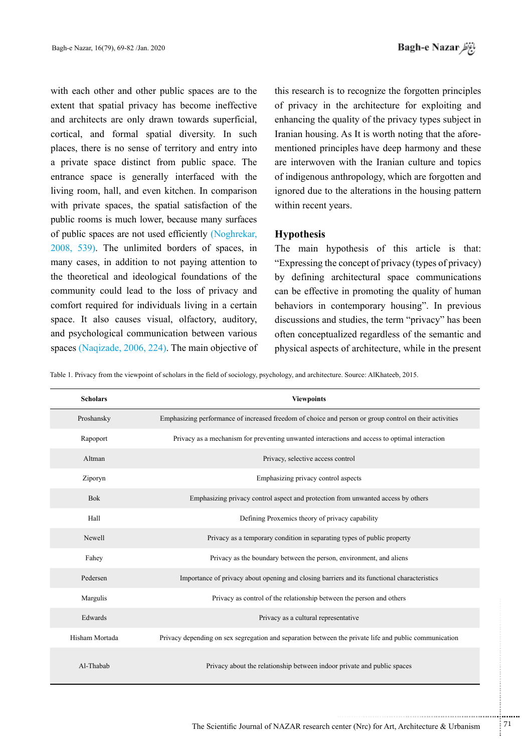with each other and other public spaces are to the extent that spatial privacy has become ineffective and architects are only drawn towards superficial, cortical, and formal spatial diversity. In such places, there is no sense of territory and entry into a private space distinct from public space. The entrance space is generally interfaced with the living room, hall, and even kitchen. In comparison with private spaces, the spatial satisfaction of the public rooms is much lower, because many surfaces of public spaces are not used efficiently (Noghrekar, 2008, 539). The unlimited borders of spaces, in many cases, in addition to not paying attention to the theoretical and ideological foundations of the community could lead to the loss of privacy and comfort required for individuals living in a certain space. It also causes visual, olfactory, auditory, and psychological communication between various spaces (Naqizade, 2006, 224). The main objective of this research is to recognize the forgotten principles of privacy in the architecture for exploiting and enhancing the quality of the privacy types subject in Iranian housing. As It is worth noting that the afore-mentioned principles have deep harmony and these are interwoven with the Iranian culture and topics of indigenous anthropology, which are forgotten and ignored due to the alterations in the housing pattern within recent years.

## Hypothesis

The main hypothesis of this article is that: “Expressing the concept of privacy (types of privacy) by defining architectural space communications can be effective in promoting the quality of human behaviors in contemporary housing”. In previous discussions and studies, the term “privacy” has been often conceptualized regardless of the semantic and physical aspects of architecture, while in the present

Table 1. Privacy from the viewpoint of scholars in the field of sociology, psychology, and architecture. Source: AlKhateeb, 2015.

| Scholars | Viewpoints |
|---|---|
| Proshansky | Emphasizing performance of increased freedom of choice and person or group control on their activities |
| Rapoport | Privacy as a mechanism for preventing unwanted interactions and access to optimal interaction |
| Altman | Privacy, selective access control |
| Ziporyn | Emphasizing privacy control aspects |
| Bok | Emphasizing privacy control aspect and protection from unwanted access by others |
| Hall | Defining Proxemics theory of privacy capability |
| Newell | Privacy as a temporary condition in separating types of public property |
| Fahey | Privacy as the boundary between the person, environment, and aliens |
| Pedersen | Importance of privacy about opening and closing barriers and its functional characteristics |
| Margulis | Privacy as control of the relationship between the person and others |
| Edwards | Privacy as a cultural representative |
| Hisham Mortada | Privacy depending on sex segregation and separation between the private life and public communication |
| Al-Thabab | Privacy about the relationship between indoor private and public spaces |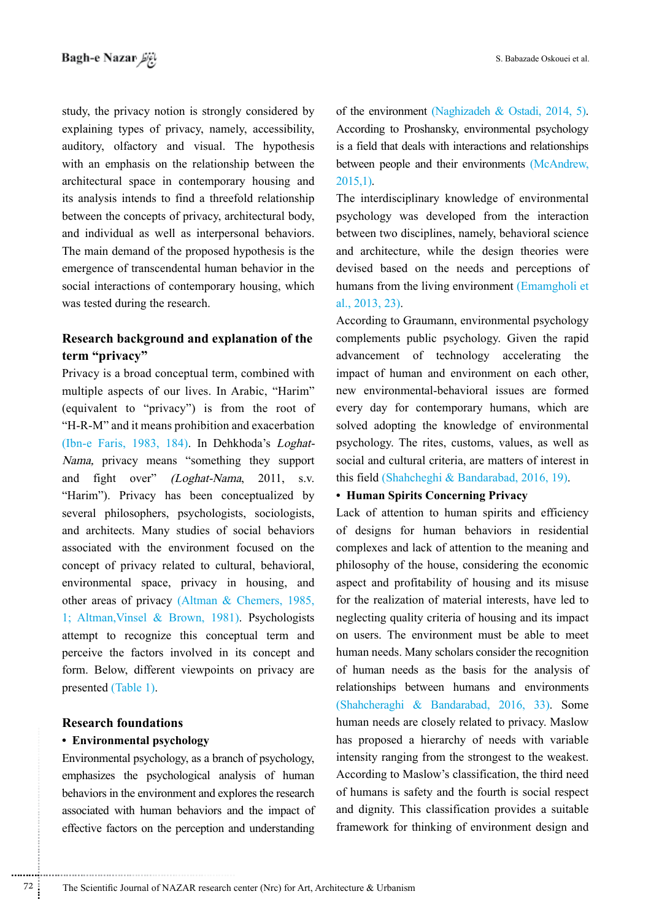study, the privacy notion is strongly considered by explaining types of privacy, namely, accessibility, auditory, olfactory and visual. The hypothesis with an emphasis on the relationship between the architectural space in contemporary housing and its analysis intends to find a threefold relationship between the concepts of privacy, architectural body, and individual as well as interpersonal behaviors. The main demand of the proposed hypothesis is the emergence of transcendental human behavior in the social interactions of contemporary housing, which was tested during the research.

## Research background and explanation of the term "privacy"

Privacy is a broad conceptual term, combined with multiple aspects of our lives. In Arabic, "Harim" (equivalent to "privacy") is from the root of "H-R-M" and it means prohibition and exacerbation (Ibn-e Faris, 1983, 184). In Dehkhoda's *Loghat-Nama*, privacy means "something they support and fight over" *(Loghat-Nama*, 2011, s.v. "Harim"). Privacy has been conceptualized by several philosophers, psychologists, sociologists, and architects. Many studies of social behaviors associated with the environment focused on the concept of privacy related to cultural, behavioral, environmental space, privacy in housing, and other areas of privacy (Altman & Chemers, 1985, 1; Altman,Vinsel & Brown, 1981). Psychologists attempt to recognize this conceptual term and perceive the factors involved in its concept and form. Below, different viewpoints on privacy are presented (Table 1).

## Research foundations

- **Environmental psychology**

Environmental psychology, as a branch of psychology, emphasizes the psychological analysis of human behaviors in the environment and explores the research associated with human behaviors and the impact of effective factors on the perception and understanding of the environment (Naghizadeh & Ostadi, 2014, 5). According to Proshansky, environmental psychology is a field that deals with interactions and relationships between people and their environments (McAndrew, 2015,1).

The interdisciplinary knowledge of environmental psychology was developed from the interaction between two disciplines, namely, behavioral science and architecture, while the design theories were devised based on the needs and perceptions of humans from the living environment (Emamgholi et al., 2013, 23).

According to Graumann, environmental psychology complements public psychology. Given the rapid advancement of technology accelerating the impact of human and environment on each other, new environmental-behavioral issues are formed every day for contemporary humans, which are solved adopting the knowledge of environmental psychology. The rites, customs, values, as well as social and cultural criteria, are matters of interest in this field (Shahcheghi & Bandarabad, 2016, 19).

- **Human Spirits Concerning Privacy**

Lack of attention to human spirits and efficiency of designs for human behaviors in residential complexes and lack of attention to the meaning and philosophy of the house, considering the economic aspect and profitability of housing and its misuse for the realization of material interests, have led to neglecting quality criteria of housing and its impact on users. The environment must be able to meet human needs. Many scholars consider the recognition of human needs as the basis for the analysis of relationships between humans and environments (Shahcheraghi & Bandarabad, 2016, 33). Some human needs are closely related to privacy. Maslow has proposed a hierarchy of needs with variable intensity ranging from the strongest to the weakest. According to Maslow's classification, the third need of humans is safety and the fourth is social respect and dignity. This classification provides a suitable framework for thinking of environment design and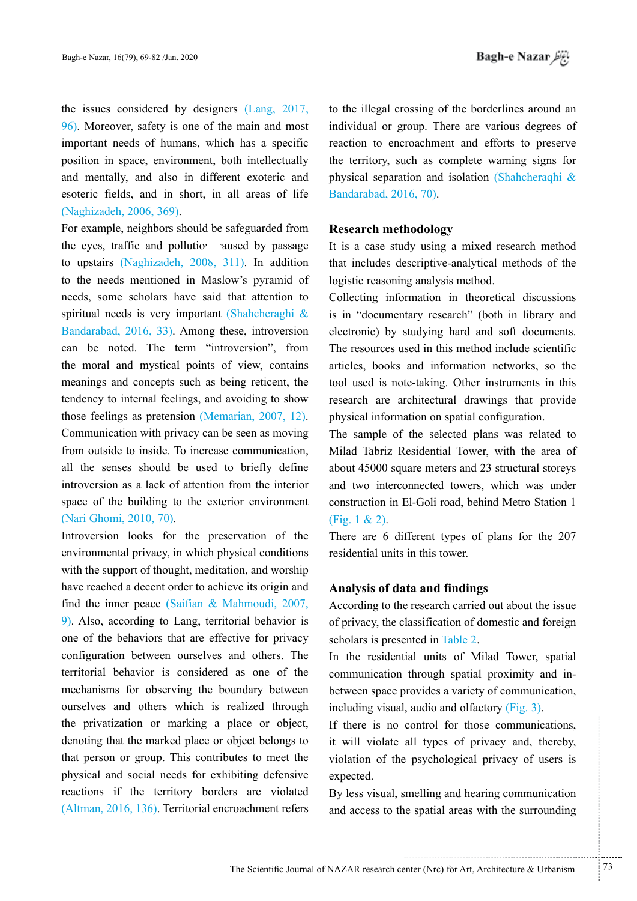the issues considered by designers (Lang, 2017, 96). Moreover, safety is one of the main and most important needs of humans, which has a specific position in space, environment, both intellectually and mentally, and also in different exoteric and esoteric fields, and in short, in all areas of life (Naghizadeh, 2006, 369).

For example, neighbors should be safeguarded from the eyes, traffic and pollution caused by passage to upstairs (Naghizadeh, 2008, 311). In addition to the needs mentioned in Maslow's pyramid of needs, some scholars have said that attention to spiritual needs is very important (Shahcheraghi & Bandarabad, 2016, 33). Among these, introversion can be noted. The term "introversion", from the moral and mystical points of view, contains meanings and concepts such as being reticent, the tendency to internal feelings, and avoiding to show those feelings as pretension (Memarian, 2007, 12).

Communication with privacy can be seen as moving from outside to inside. To increase communication, all the senses should be used to briefly define introversion as a lack of attention from the interior space of the building to the exterior environment (Nari Ghomi, 2010, 70).

Introversion looks for the preservation of the environmental privacy, in which physical conditions with the support of thought, meditation, and worship have reached a decent order to achieve its origin and find the inner peace (Saifian & Mahmoudi, 2007, 9). Also, according to Lang, territorial behavior is one of the behaviors that are effective for privacy configuration between ourselves and others. The territorial behavior is considered as one of the mechanisms for observing the boundary between ourselves and others which is realized through the privatization or marking a place or object, denoting that the marked place or object belongs to that person or group. This contributes to meet the physical and social needs for exhibiting defensive reactions if the territory borders are violated (Altman, 2016, 136). Territorial encroachment refers to the illegal crossing of the borderlines around an individual or group. There are various degrees of reaction to encroachment and efforts to preserve the territory, such as complete warning signs for physical separation and isolation (Shahcheraqhi & Bandarabad, 2016, 70).

## Research methodology

It is a case study using a mixed research method that includes descriptive-analytical methods of the logistic reasoning analysis method.

Collecting information in theoretical discussions is in "documentary research" (both in library and electronic) by studying hard and soft documents. The resources used in this method include scientific articles, books and information networks, so the tool used is note-taking. Other instruments in this research are architectural drawings that provide physical information on spatial configuration.

The sample of the selected plans was related to Milad Tabriz Residential Tower, with the area of about 45000 square meters and 23 structural storeys and two interconnected towers, which was under construction in El-Goli road, behind Metro Station 1 (Fig. 1 & 2).

There are 6 different types of plans for the 207 residential units in this tower.

## Analysis of data and findings

According to the research carried out about the issue of privacy, the classification of domestic and foreign scholars is presented in Table 2.

In the residential units of Milad Tower, spatial communication through spatial proximity and in-between space provides a variety of communication, including visual, audio and olfactory (Fig. 3).

If there is no control for those communications, it will violate all types of privacy and, thereby, violation of the psychological privacy of users is expected.

By less visual, smelling and hearing communication and access to the spatial areas with the surrounding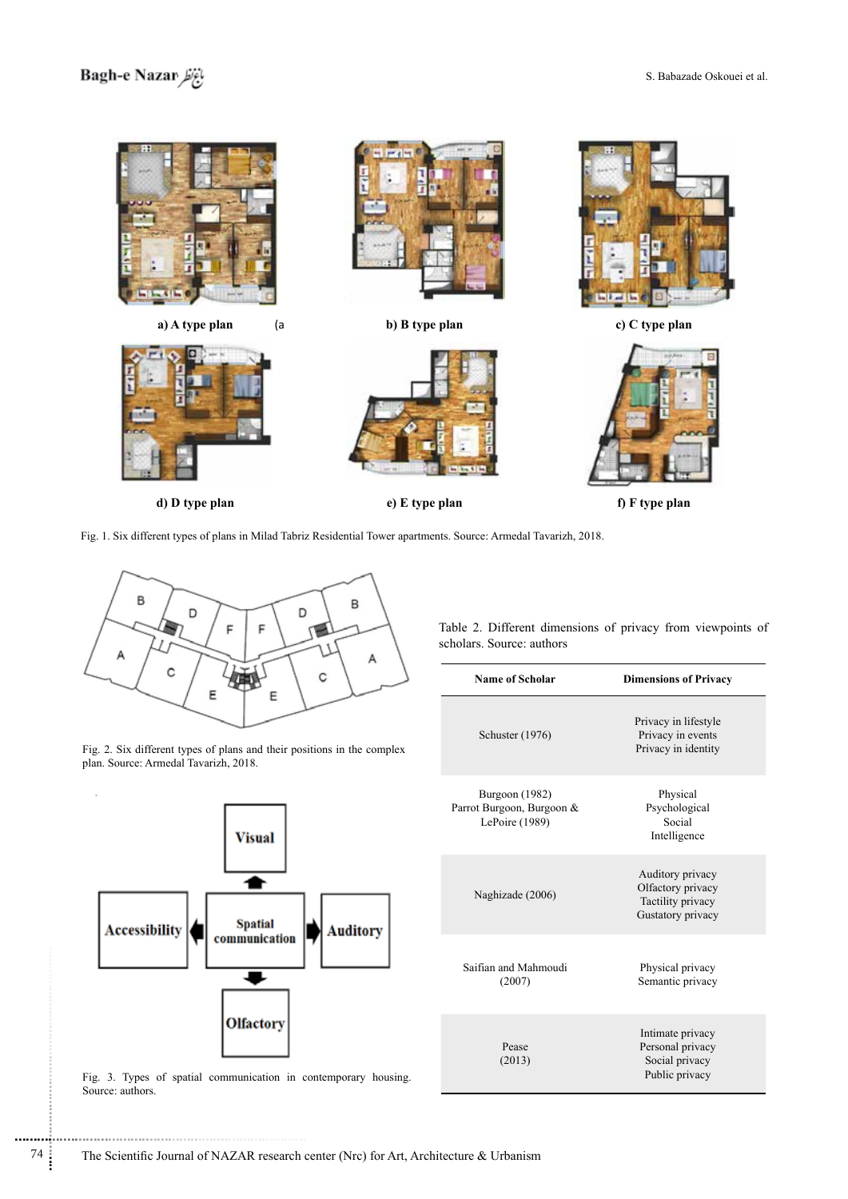a) A type plan

b) B type plan

c) C type plan

d) D type plan

e) E type plan

f) F type plan

Fig. 1. Six different types of plans in Milad Tabriz Residential Tower apartments. Source: Armedal Tavarizh, 2018.

Fig. 2. Six different types of plans and their positions in the complex plan. Source: Armedal Tavarizh, 2018.

Fig. 3. Types of spatial communication in contemporary housing. Source: authors.

Table 2. Different dimensions of privacy from viewpoints of scholars. Source: authors

| Name of Scholar | Dimensions of Privacy |
|---|---|
| Schuster (1976) | Privacy in lifestyle<br>Privacy in events<br>Privacy in identity |
| Burgoon (1982)<br>Parrot Burgoon, Burgoon & LePoire (1989) | Physical<br>Psychological<br>Social<br>Intelligence |
| Naghizade (2006) | Auditory privacy<br>Olfactory privacy<br>Tactility privacy<br>Gustatory privacy |
| Saifian and Mahmoudi (2007) | Physical privacy<br>Semantic privacy |
| Pease (2013) | Intimate privacy<br>Personal privacy<br>Social privacy<br>Public privacy |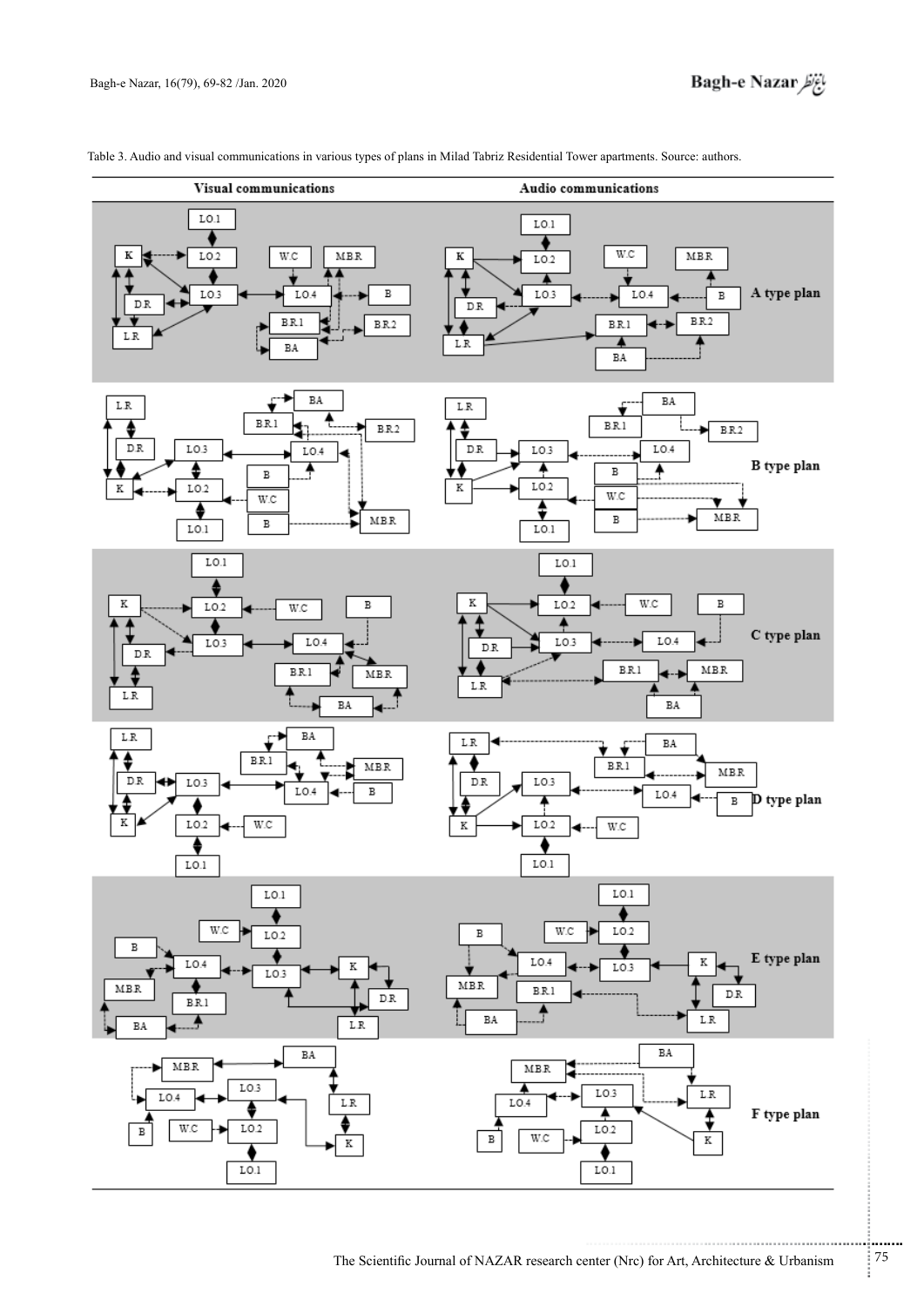Table 3. Audio and visual communications in various types of plans in Milad Tabriz Residential Tower apartments. Source: authors.

| Visual communications | Audio communications | |
|---|---|---|
| | | A type plan |
| | | B type plan |
| | | C type plan |
| | | D type plan |
| | | E type plan |
| | | F type plan |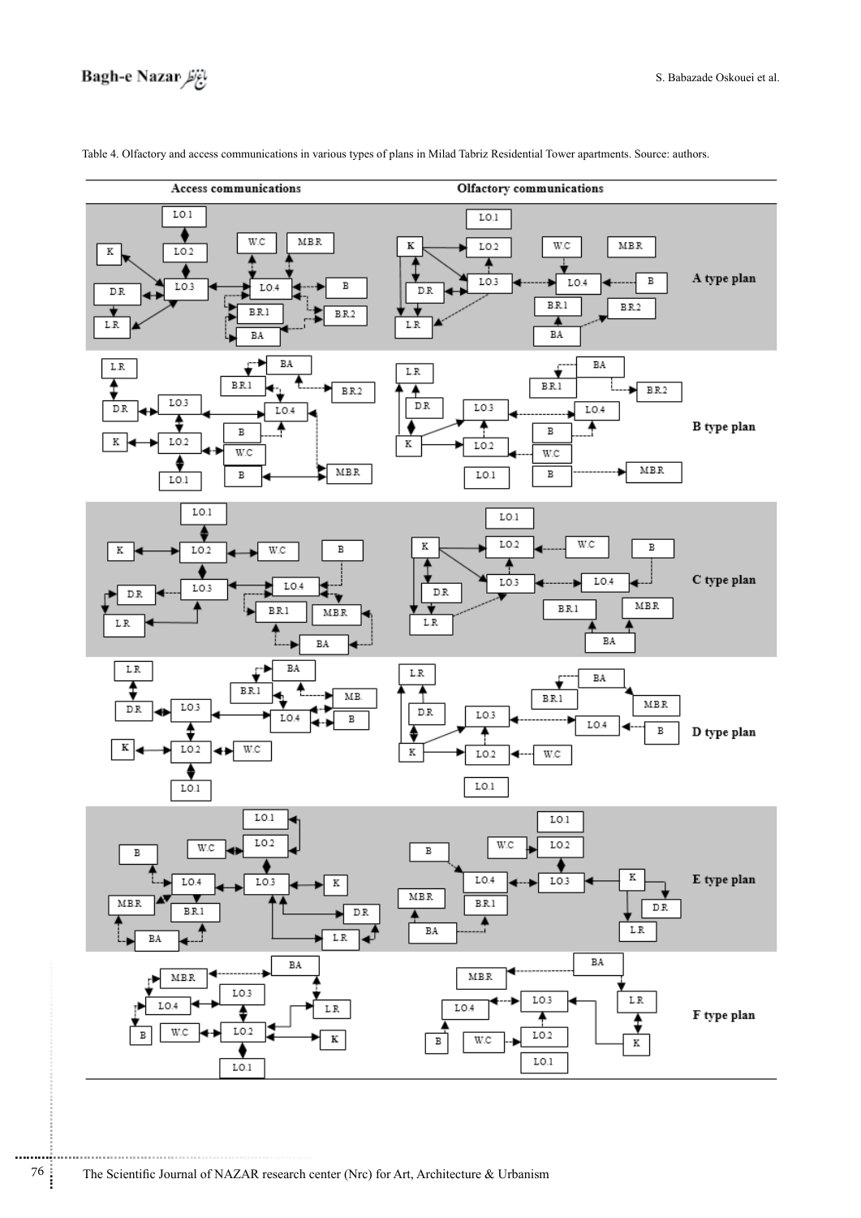Table 4. Olfactory and access communications in various types of plans in Milad Tabriz Residential Tower apartments. Source: authors.

| Access communications | Olfactory communications | |
|---|---|---|
| | | A type plan |
| | | B type plan |
| | | C type plan |
| | | D type plan |
| | | E type plan |
| | | F type plan |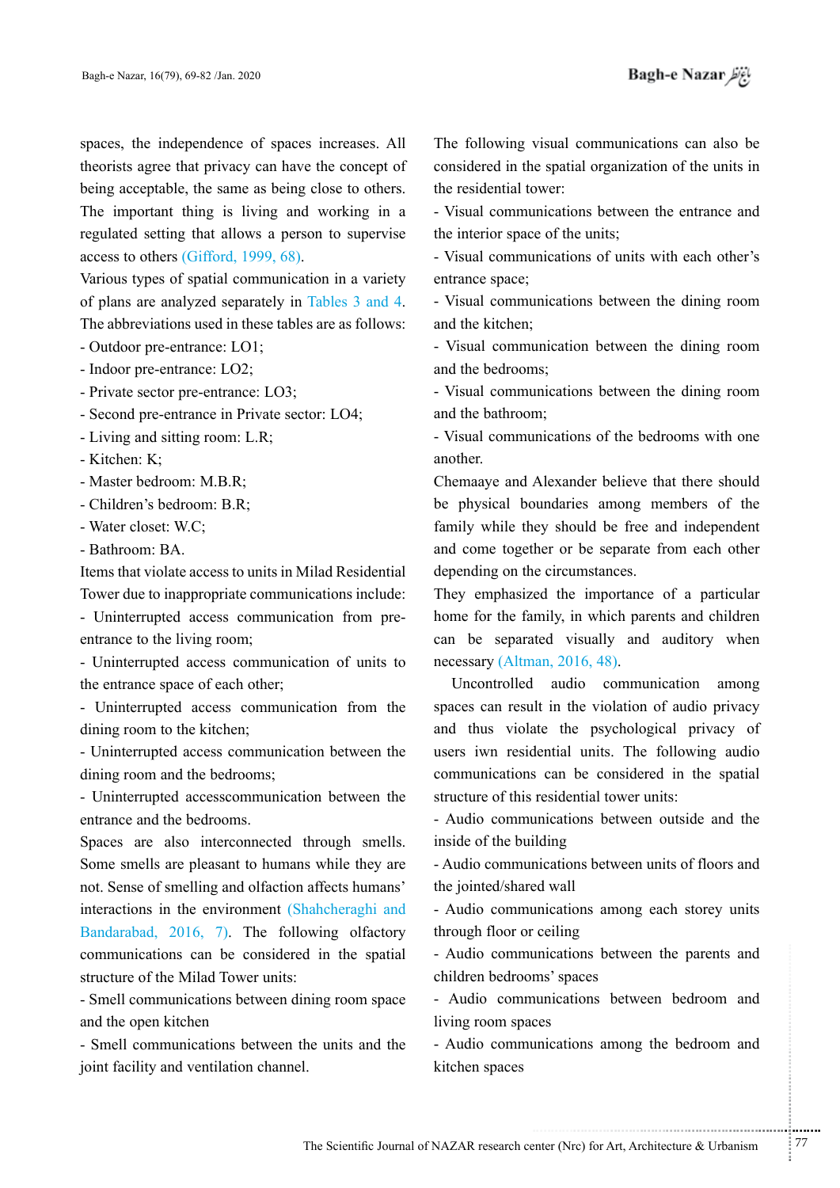spaces, the independence of spaces increases. All theorists agree that privacy can have the concept of being acceptable, the same as being close to others. The important thing is living and working in a regulated setting that allows a person to supervise access to others (Gifford, 1999, 68).

Various types of spatial communication in a variety of plans are analyzed separately in Tables 3 and 4. The abbreviations used in these tables are as follows:

- Outdoor pre-entrance: LO1;
- Indoor pre-entrance: LO2;
- Private sector pre-entrance: LO3;
- Second pre-entrance in Private sector: LO4;
- Living and sitting room: L.R;
- Kitchen: K;
- Master bedroom: M.B.R;
- Children's bedroom: B.R;
- Water closet: W.C;
- Bathroom: BA.

Items that violate access to units in Milad Residential Tower due to inappropriate communications include:

- Uninterrupted access communication from pre-entrance to the living room;
- Uninterrupted access communication of units to the entrance space of each other;
- Uninterrupted access communication from the dining room to the kitchen;
- Uninterrupted access communication between the dining room and the bedrooms;
- Uninterrupted accesscommunication between the entrance and the bedrooms.

Spaces are also interconnected through smells. Some smells are pleasant to humans while they are not. Sense of smelling and olfaction affects humans' interactions in the environment (Shahcheraghi and Bandarabad, 2016, 7). The following olfactory communications can be considered in the spatial structure of the Milad Tower units:

- Smell communications between dining room space and the open kitchen
- Smell communications between the units and the joint facility and ventilation channel.

The following visual communications can also be considered in the spatial organization of the units in the residential tower:

- Visual communications between the entrance and the interior space of the units;
- Visual communications of units with each other's entrance space;
- Visual communications between the dining room and the kitchen;
- Visual communication between the dining room and the bedrooms;
- Visual communications between the dining room and the bathroom;
- Visual communications of the bedrooms with one another.

Chemaaye and Alexander believe that there should be physical boundaries among members of the family while they should be free and independent and come together or be separate from each other depending on the circumstances.

They emphasized the importance of a particular home for the family, in which parents and children can be separated visually and auditory when necessary (Altman, 2016, 48).

Uncontrolled audio communication among spaces can result in the violation of audio privacy and thus violate the psychological privacy of users iwn residential units. The following audio communications can be considered in the spatial structure of this residential tower units:

- Audio communications between outside and the inside of the building
- Audio communications between units of floors and the jointed/shared wall
- Audio communications among each storey units through floor or ceiling
- Audio communications between the parents and children bedrooms' spaces
- Audio communications between bedroom and living room spaces
- Audio communications among the bedroom and kitchen spaces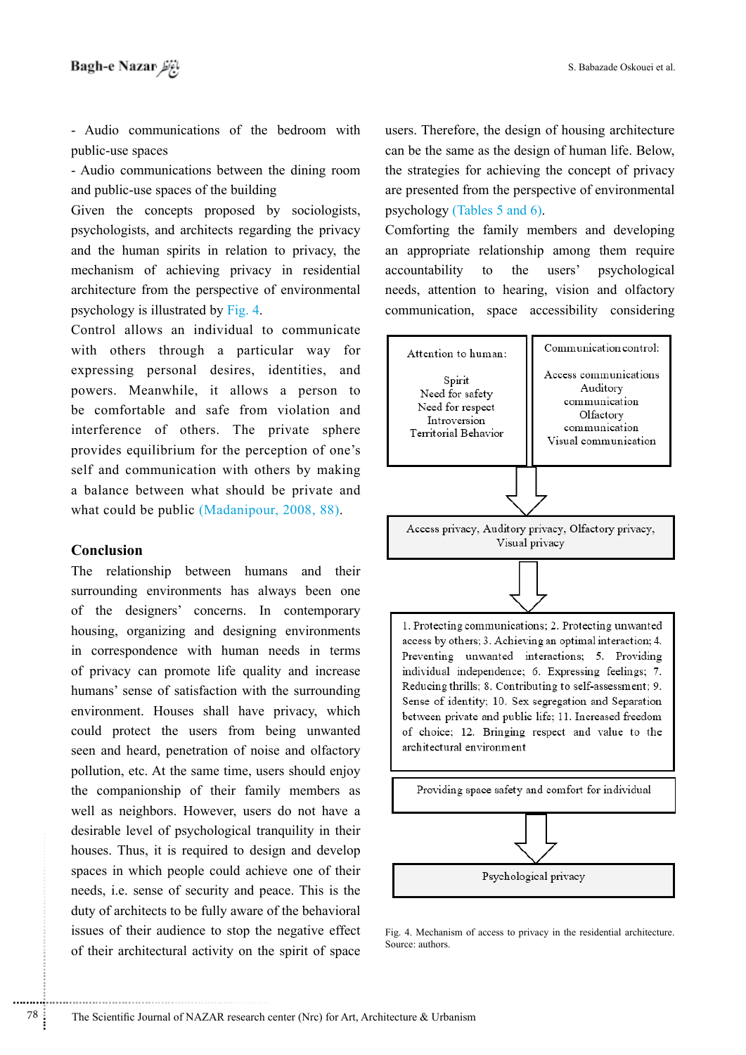- Audio communications of the bedroom with public-use spaces

- Audio communications between the dining room and public-use spaces of the building

Given the concepts proposed by sociologists, psychologists, and architects regarding the privacy and the human spirits in relation to privacy, the mechanism of achieving privacy in residential architecture from the perspective of environmental psychology is illustrated by Fig. 4.

Control allows an individual to communicate with others through a particular way for expressing personal desires, identities, and powers. Meanwhile, it allows a person to be comfortable and safe from violation and interference of others. The private sphere provides equilibrium for the perception of one's self and communication with others by making a balance between what should be private and what could be public (Madanipour, 2008, 88).

## Conclusion

The relationship between humans and their surrounding environments has always been one of the designers' concerns. In contemporary housing, organizing and designing environments in correspondence with human needs in terms of privacy can promote life quality and increase humans' sense of satisfaction with the surrounding environment. Houses shall have privacy, which could protect the users from being unwanted seen and heard, penetration of noise and olfactory pollution, etc. At the same time, users should enjoy the companionship of their family members as well as neighbors. However, users do not have a desirable level of psychological tranquility in their houses. Thus, it is required to design and develop spaces in which people could achieve one of their needs, i.e. sense of security and peace. This is the duty of architects to be fully aware of the behavioral issues of their audience to stop the negative effect of their architectural activity on the spirit of space users. Therefore, the design of housing architecture can be the same as the design of human life. Below, the strategies for achieving the concept of privacy are presented from the perspective of environmental psychology (Tables 5 and 6).

Comforting the family members and developing an appropriate relationship among them require accountability to the users' psychological needs, attention to hearing, vision and olfactory communication, space accessibility considering

Attention to human:

Spirit
Need for safety
Need for respect
Introversion
Territorial Behavior

Communication control:

Access communications
Auditory communication
Olfactory communication
Visual communication

↓

Access privacy, Auditory privacy, Olfactory privacy, Visual privacy

↓

1. Protecting communications; 2. Protecting unwanted access by others; 3. Achieving an optimal interaction; 4. Preventing unwanted interactions; 5. Providing individual independence; 6. Expressing feelings; 7. Reducing thrills; 8. Contributing to self-assessment; 9. Sense of identity; 10. Sex segregation and Separation between private and public life; 11. Increased freedom of choice; 12. Bringing respect and value to the architectural environment

Providing space safety and comfort for individual

↓

Psychological privacy

Fig. 4. Mechanism of access to privacy in the residential architecture. Source: authors.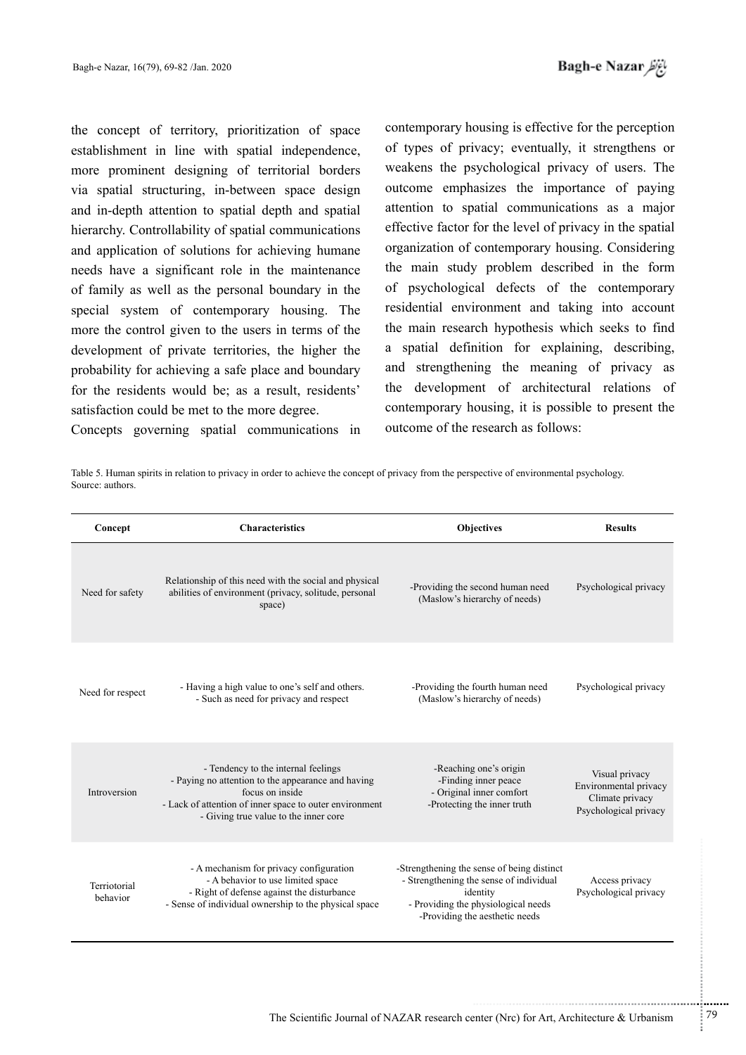the concept of territory, prioritization of space establishment in line with spatial independence, more prominent designing of territorial borders via spatial structuring, in-between space design and in-depth attention to spatial depth and spatial hierarchy. Controllability of spatial communications and application of solutions for achieving humane needs have a significant role in the maintenance of family as well as the personal boundary in the special system of contemporary housing. The more the control given to the users in terms of the development of private territories, the higher the probability for achieving a safe place and boundary for the residents would be; as a result, residents' satisfaction could be met to the more degree.

Concepts governing spatial communications in contemporary housing is effective for the perception of types of privacy; eventually, it strengthens or weakens the psychological privacy of users. The outcome emphasizes the importance of paying attention to spatial communications as a major effective factor for the level of privacy in the spatial organization of contemporary housing. Considering the main study problem described in the form of psychological defects of the contemporary residential environment and taking into account the main research hypothesis which seeks to find a spatial definition for explaining, describing, and strengthening the meaning of privacy as the development of architectural relations of contemporary housing, it is possible to present the outcome of the research as follows:

Table 5. Human spirits in relation to privacy in order to achieve the concept of privacy from the perspective of environmental psychology. Source: authors.

| Concept | Characteristics | Objectives | Results |
|---|---|---|---|
| Need for safety | Relationship of this need with the social and physical abilities of environment (privacy, solitude, personal space) | -Providing the second human need (Maslow's hierarchy of needs) | Psychological privacy |
| Need for respect | - Having a high value to one's self and others.<br>- Such as need for privacy and respect | -Providing the fourth human need (Maslow's hierarchy of needs) | Psychological privacy |
| Introversion | - Tendency to the internal feelings<br>- Paying no attention to the appearance and having focus on inside<br>- Lack of attention of inner space to outer environment<br>- Giving true value to the inner core | -Reaching one's origin<br>-Finding inner peace<br>- Original inner comfort<br>-Protecting the inner truth | Visual privacy<br>Environmental privacy<br>Climate privacy<br>Psychological privacy |
| Terriotorial behavior | - A mechanism for privacy configuration<br>- A behavior to use limited space<br>- Right of defense against the disturbance<br>- Sense of individual ownership to the physical space | -Strengthening the sense of being distinct<br>- Strengthening the sense of individual identity<br>- Providing the physiological needs<br>-Providing the aesthetic needs | Access privacy<br>Psychological privacy |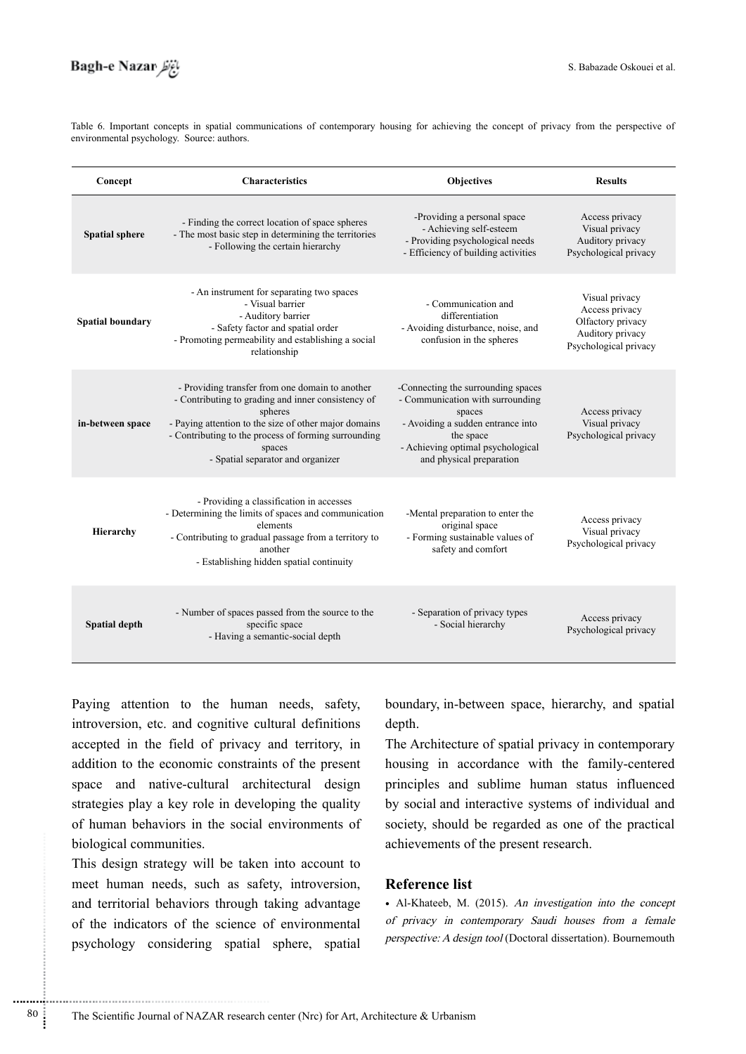Table 6. Important concepts in spatial communications of contemporary housing for achieving the concept of privacy from the perspective of environmental psychology. Source: authors.

| Concept | Characteristics | Objectives | Results |
|---|---|---|---|
| **Spatial sphere** | - Finding the correct location of space spheres<br>- The most basic step in determining the territories<br>- Following the certain hierarchy | -Providing a personal space<br>- Achieving self-esteem<br>- Providing psychological needs<br>- Efficiency of building activities | Access privacy<br>Visual privacy<br>Auditory privacy<br>Psychological privacy |
| **Spatial boundary** | - An instrument for separating two spaces<br>- Visual barrier<br>- Auditory barrier<br>- Safety factor and spatial order<br>- Promoting permeability and establishing a social relationship | - Communication and differentiation<br>- Avoiding disturbance, noise, and confusion in the spheres | Visual privacy<br>Access privacy<br>Olfactory privacy<br>Auditory privacy<br>Psychological privacy |
| **in-between space** | - Providing transfer from one domain to another<br>- Contributing to grading and inner consistency of spheres<br>- Paying attention to the size of other major domains<br>- Contributing to the process of forming surrounding spaces<br>- Spatial separator and organizer | -Connecting the surrounding spaces<br>- Communication with surrounding spaces<br>- Avoiding a sudden entrance into the space<br>- Achieving optimal psychological and physical preparation | Access privacy<br>Visual privacy<br>Psychological privacy |
| **Hierarchy** | - Providing a classification in accesses<br>- Determining the limits of spaces and communication elements<br>- Contributing to gradual passage from a territory to another<br>- Establishing hidden spatial continuity | -Mental preparation to enter the original space<br>- Forming sustainable values of safety and comfort | Access privacy<br>Visual privacy<br>Psychological privacy |
| **Spatial depth** | - Number of spaces passed from the source to the specific space<br>- Having a semantic-social depth | - Separation of privacy types<br>- Social hierarchy | Access privacy<br>Psychological privacy |

Paying attention to the human needs, safety, introversion, etc. and cognitive cultural definitions accepted in the field of privacy and territory, in addition to the economic constraints of the present space and native-cultural architectural design strategies play a key role in developing the quality of human behaviors in the social environments of biological communities.

This design strategy will be taken into account to meet human needs, such as safety, introversion, and territorial behaviors through taking advantage of the indicators of the science of environmental psychology considering spatial sphere, spatial boundary, in-between space, hierarchy, and spatial depth.

The Architecture of spatial privacy in contemporary housing in accordance with the family-centered principles and sublime human status influenced by social and interactive systems of individual and society, should be regarded as one of the practical achievements of the present research.

## Reference list

- Al-Khateeb, M. (2015). *An investigation into the concept of privacy in contemporary Saudi houses from a female perspective: A design tool* (Doctoral dissertation). Bournemouth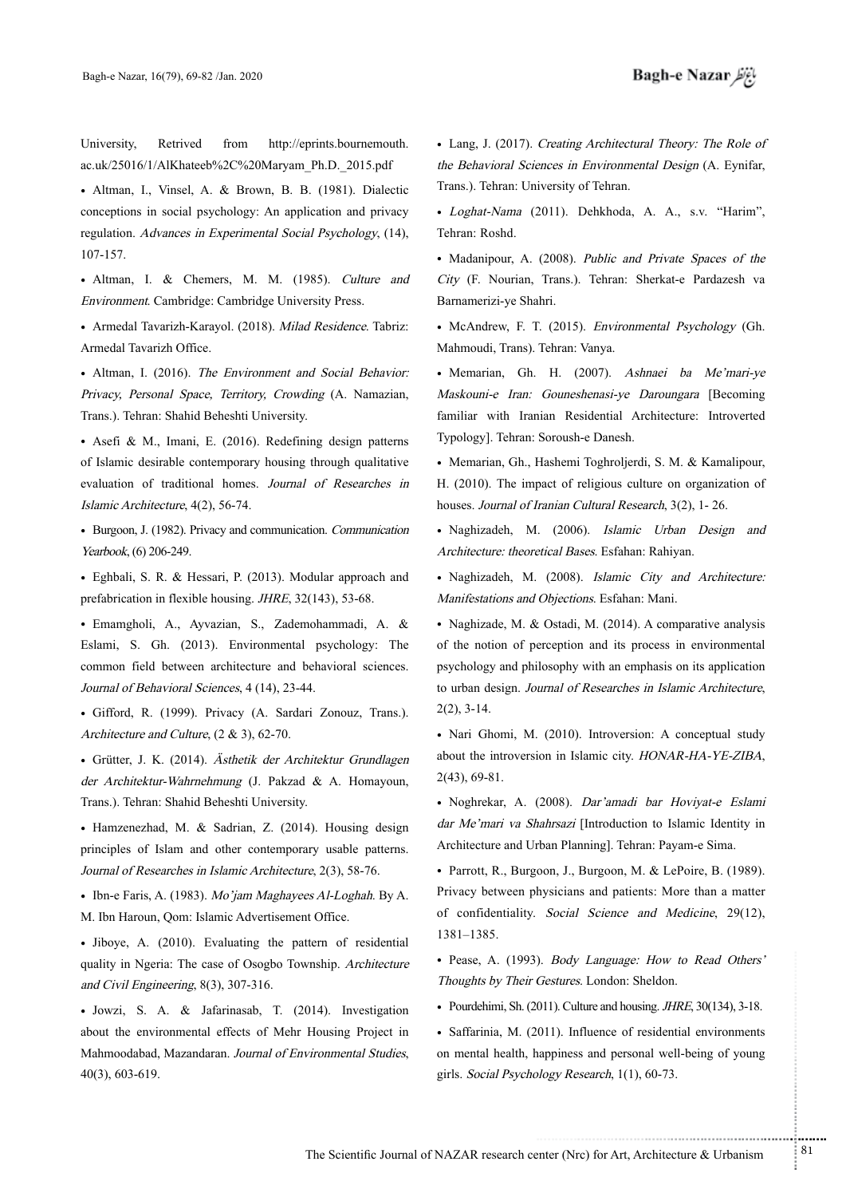University, Retrived from http://eprints.bournemouth.ac.uk/25016/1/AlKhateeb%2C%20Maryam_Ph.D._2015.pdf

- Altman, I., Vinsel, A. & Brown, B. B. (1981). Dialectic conceptions in social psychology: An application and privacy regulation. *Advances in Experimental Social Psychology*, (14), 107-157.
- Altman, I. & Chemers, M. M. (1985). *Culture and Environment*. Cambridge: Cambridge University Press.
- Armedal Tavarizh-Karayol. (2018). *Milad Residence*. Tabriz: Armedal Tavarizh Office.
- Altman, I. (2016). *The Environment and Social Behavior: Privacy, Personal Space, Territory, Crowding* (A. Namazian, Trans.). Tehran: Shahid Beheshti University.
- Asefi & M., Imani, E. (2016). Redefining design patterns of Islamic desirable contemporary housing through qualitative evaluation of traditional homes. *Journal of Researches in Islamic Architecture*, 4(2), 56-74.
- Burgoon, J. (1982). Privacy and communication. *Communication Yearbook*, (6) 206-249.
- Eghbali, S. R. & Hessari, P. (2013). Modular approach and prefabrication in flexible housing. *JHRE*, 32(143), 53-68.
- Emamgholi, A., Ayvazian, S., Zademohammadi, A. & Eslami, S. Gh. (2013). Environmental psychology: The common field between architecture and behavioral sciences. *Journal of Behavioral Sciences*, 4 (14), 23-44.
- Gifford, R. (1999). Privacy (A. Sardari Zonouz, Trans.). *Architecture and Culture*, (2 & 3), 62-70.
- Grütter, J. K. (2014). *Ästhetik der Architektur Grundlagen der Architektur-Wahrnehmung* (J. Pakzad & A. Homayoun, Trans.). Tehran: Shahid Beheshti University.
- Hamzenezhad, M. & Sadrian, Z. (2014). Housing design principles of Islam and other contemporary usable patterns. *Journal of Researches in Islamic Architecture*, 2(3), 58-76.
- Ibn-e Faris, A. (1983). *Mo'jam Maghayees Al-Loghah*. By A. M. Ibn Haroun, Qom: Islamic Advertisement Office.
- Jiboye, A. (2010). Evaluating the pattern of residential quality in Ngeria: The case of Osogbo Township. *Architecture and Civil Engineering*, 8(3), 307-316.
- Jowzi, S. A. & Jafarinasab, T. (2014). Investigation about the environmental effects of Mehr Housing Project in Mahmoodabad, Mazandaran. *Journal of Environmental Studies*, 40(3), 603-619.
- Lang, J. (2017). *Creating Architectural Theory: The Role of the Behavioral Sciences in Environmental Design* (A. Eynifar, Trans.). Tehran: University of Tehran.
- *Loghat-Nama* (2011). Dehkhoda, A. A., s.v. "Harim", Tehran: Roshd.
- Madanipour, A. (2008). *Public and Private Spaces of the City* (F. Nourian, Trans.). Tehran: Sherkat-e Pardazesh va Barnamerizi-ye Shahri.
- McAndrew, F. T. (2015). *Environmental Psychology* (Gh. Mahmoudi, Trans). Tehran: Vanya.
- Memarian, Gh. H. (2007). *Ashnaei ba Me'mari-ye Maskouni-e Iran: Gouneshenasi-ye Daroungara* [Becoming familiar with Iranian Residential Architecture: Introverted Typology]. Tehran: Soroush-e Danesh.
- Memarian, Gh., Hashemi Toghroljerdi, S. M. & Kamalipour, H. (2010). The impact of religious culture on organization of houses. *Journal of Iranian Cultural Research*, 3(2), 1- 26.
- Naghizadeh, M. (2006). *Islamic Urban Design and Architecture: theoretical Bases*. Esfahan: Rahiyan.
- Naghizadeh, M. (2008). *Islamic City and Architecture: Manifestations and Objections*. Esfahan: Mani.
- Naghizade, M. & Ostadi, M. (2014). A comparative analysis of the notion of perception and its process in environmental psychology and philosophy with an emphasis on its application to urban design. *Journal of Researches in Islamic Architecture*, 2(2), 3-14.
- Nari Ghomi, M. (2010). Introversion: A conceptual study about the introversion in Islamic city. *HONAR-HA-YE-ZIBA*, 2(43), 69-81.
- Noghrekar, A. (2008). *Dar'amadi bar Hoviyat-e Eslami dar Me'mari va Shahrsazi* [Introduction to Islamic Identity in Architecture and Urban Planning]. Tehran: Payam-e Sima.
- Parrott, R., Burgoon, J., Burgoon, M. & LePoire, B. (1989). Privacy between physicians and patients: More than a matter of confidentiality. *Social Science and Medicine*, 29(12), 1381–1385.
- Pease, A. (1993). *Body Language: How to Read Others' Thoughts by Their Gestures*. London: Sheldon.
- Pourdehimi, Sh. (2011). Culture and housing. *JHRE*, 30(134), 3-18.
- Saffarinia, M. (2011). Influence of residential environments on mental health, happiness and personal well-being of young girls. *Social Psychology Research*, 1(1), 60-73.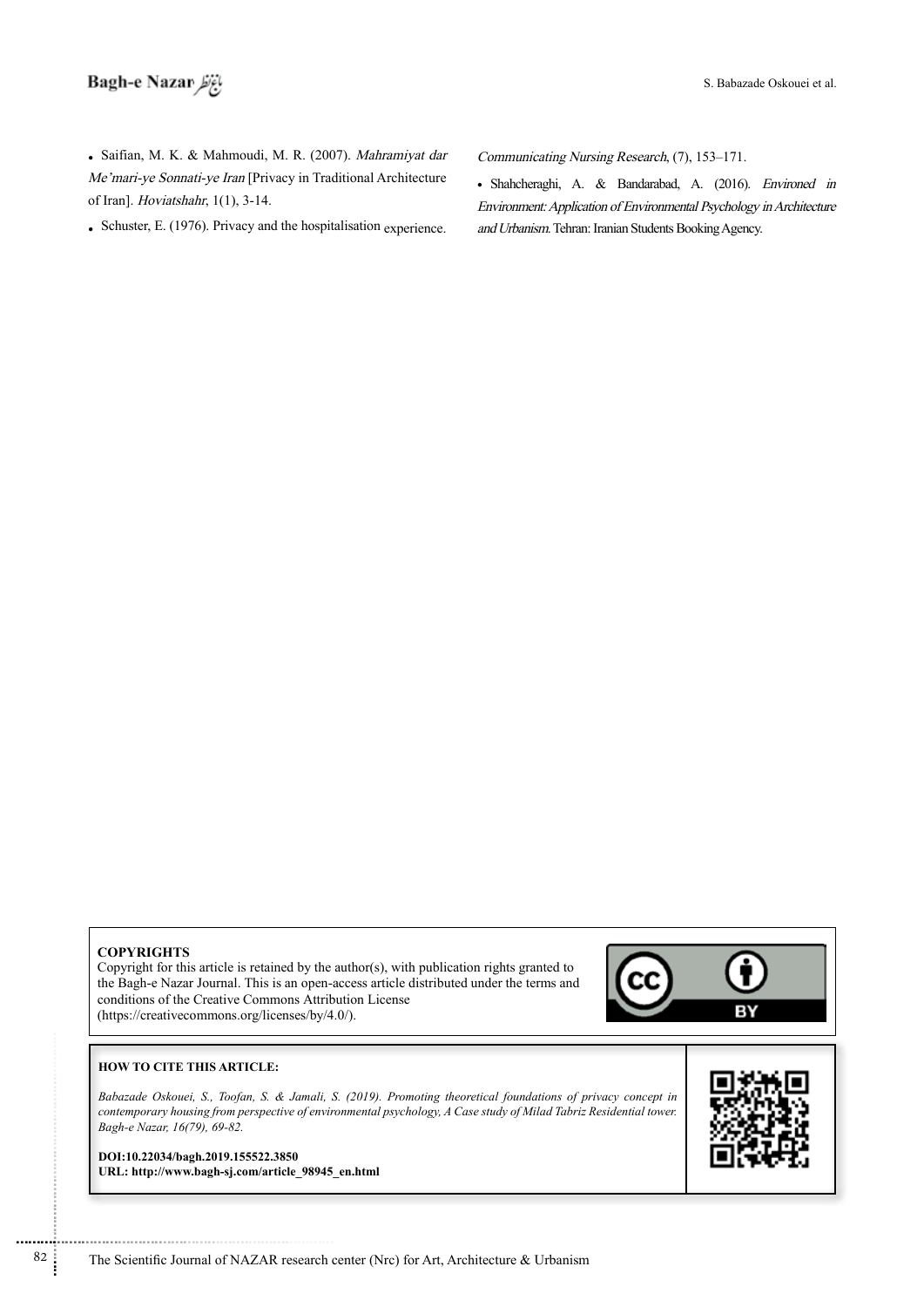- Saifian, M. K. & Mahmoudi, M. R. (2007). *Mahramiyat dar Me'mari-ye Sonnati-ye Iran* [Privacy in Traditional Architecture of Iran]. *Hoviatshahr*, 1(1), 3-14.
- Schuster, E. (1976). Privacy and the hospitalisation experience. *Communicating Nursing Research*, (7), 153–171.
- Shahcheraghi, A. & Bandarabad, A. (2016). *Environed in Environment: Application of Environmental Psychology in Architecture and Urbanism*. Tehran: Iranian Students Booking Agency.

**COPYRIGHTS**

Copyright for this article is retained by the author(s), with publication rights granted to the Bagh-e Nazar Journal. This is an open-access article distributed under the terms and conditions of the Creative Commons Attribution License (https://creativecommons.org/licenses/by/4.0/).

**HOW TO CITE THIS ARTICLE:**

*Babazade Oskouei, S., Toofan, S. & Jamali, S. (2019). Promoting theoretical foundations of privacy concept in contemporary housing from perspective of environmental psychology, A Case study of Milad Tabriz Residential tower. Bagh-e Nazar, 16(79), 69-82.*

**DOI:10.22034/bagh.2019.155522.3850**
**URL: http://www.bagh-sj.com/article_98945_en.html**